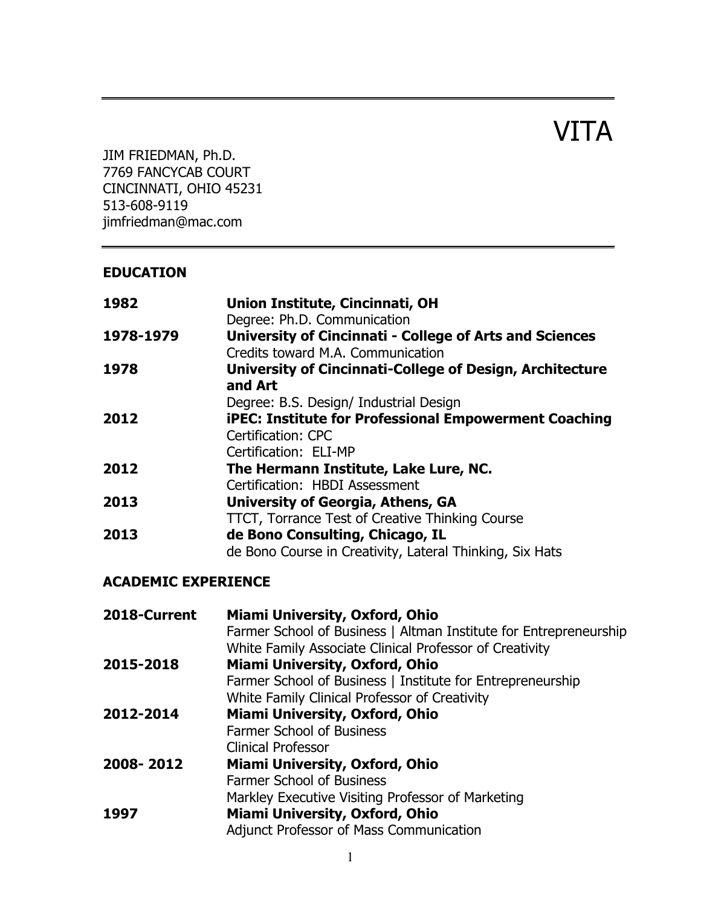# VITA

JIM FRIEDMAN, Ph.D.
7769 FANCYCAB COURT
CINCINNATI, OHIO 45231
513-608-9119
jimfriedman@mac.com

---

## EDUCATION

**1982** — **Union Institute, Cincinnati, OH**
Degree: Ph.D. Communication

**1978-1979** — **University of Cincinnati - College of Arts and Sciences**
Credits toward M.A. Communication

**1978** — **University of Cincinnati-College of Design, Architecture and Art**
Degree: B.S. Design/ Industrial Design

**2012** — **iPEC: Institute for Professional Empowerment Coaching**
Certification: CPC
Certification: ELI-MP

**2012** — **The Hermann Institute, Lake Lure, NC.**
Certification: HBDI Assessment

**2013** — **University of Georgia, Athens, GA**
TTCT, Torrance Test of Creative Thinking Course

**2013** — **de Bono Consulting, Chicago, IL**
de Bono Course in Creativity, Lateral Thinking, Six Hats

## ACADEMIC EXPERIENCE

**2018-Current** — **Miami University, Oxford, Ohio**
Farmer School of Business | Altman Institute for Entrepreneurship
White Family Associate Clinical Professor of Creativity

**2015-2018** — **Miami University, Oxford, Ohio**
Farmer School of Business | Institute for Entrepreneurship
White Family Clinical Professor of Creativity

**2012-2014** — **Miami University, Oxford, Ohio**
Farmer School of Business
Clinical Professor

**2008- 2012** — **Miami University, Oxford, Ohio**
Farmer School of Business
Markley Executive Visiting Professor of Marketing

**1997** — **Miami University, Oxford, Ohio**
Adjunct Professor of Mass Communication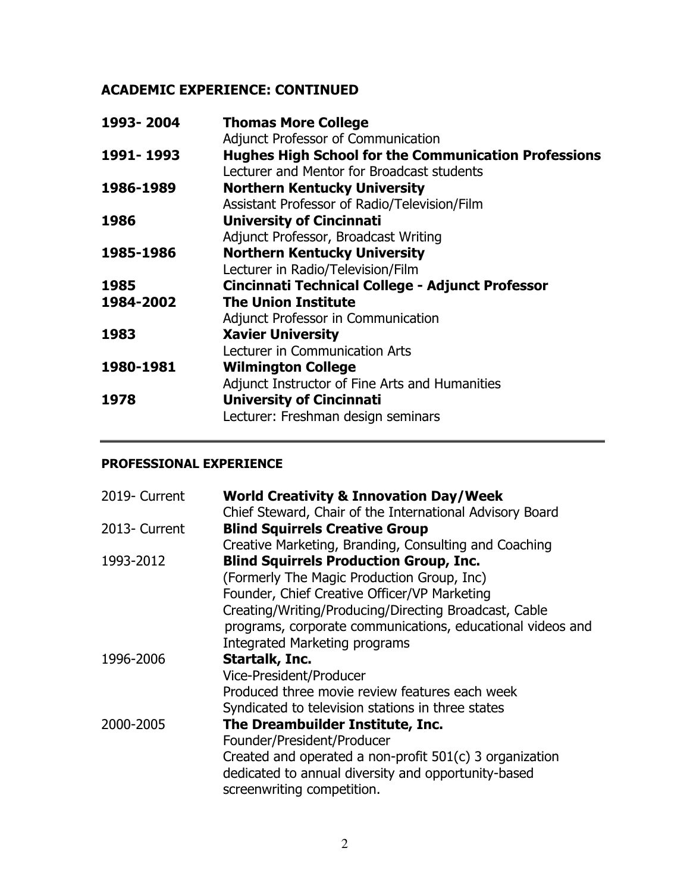## ACADEMIC EXPERIENCE: CONTINUED

**1993- 2004** **Thomas More College**
Adjunct Professor of Communication

**1991- 1993** **Hughes High School for the Communication Professions**
Lecturer and Mentor for Broadcast students

**1986-1989** **Northern Kentucky University**
Assistant Professor of Radio/Television/Film

**1986** **University of Cincinnati**
Adjunct Professor, Broadcast Writing

**1985-1986** **Northern Kentucky University**
Lecturer in Radio/Television/Film

**1985** **Cincinnati Technical College - Adjunct Professor**

**1984-2002** **The Union Institute**
Adjunct Professor in Communication

**1983** **Xavier University**
Lecturer in Communication Arts

**1980-1981** **Wilmington College**
Adjunct Instructor of Fine Arts and Humanities

**1978** **University of Cincinnati**
Lecturer: Freshman design seminars

---

## PROFESSIONAL EXPERIENCE

2019- Current **World Creativity & Innovation Day/Week**
Chief Steward, Chair of the International Advisory Board

2013- Current **Blind Squirrels Creative Group**
Creative Marketing, Branding, Consulting and Coaching

1993-2012 **Blind Squirrels Production Group, Inc.**
(Formerly The Magic Production Group, Inc)
Founder, Chief Creative Officer/VP Marketing
Creating/Writing/Producing/Directing Broadcast, Cable programs, corporate communications, educational videos and Integrated Marketing programs

1996-2006 **Startalk, Inc.**
Vice-President/Producer
Produced three movie review features each week
Syndicated to television stations in three states

2000-2005 **The Dreambuilder Institute, Inc.**
Founder/President/Producer
Created and operated a non-profit 501(c) 3 organization dedicated to annual diversity and opportunity-based screenwriting competition.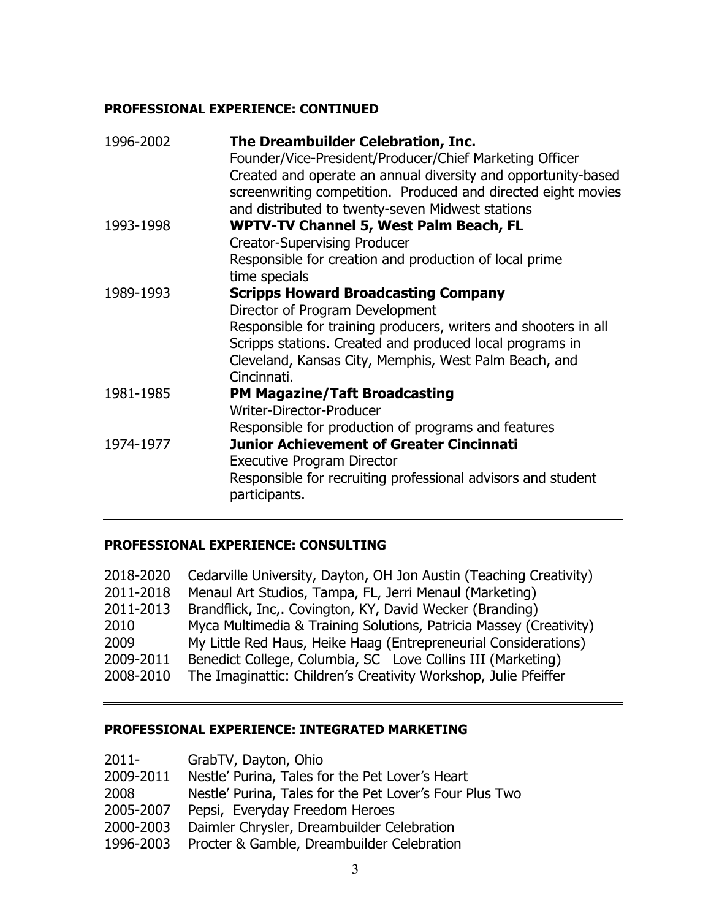## PROFESSIONAL EXPERIENCE: CONTINUED

1996-2002 **The Dreambuilder Celebration, Inc.**
Founder/Vice-President/Producer/Chief Marketing Officer
Created and operate an annual diversity and opportunity-based screenwriting competition. Produced and directed eight movies and distributed to twenty-seven Midwest stations

1993-1998 **WPTV-TV Channel 5, West Palm Beach, FL**
Creator-Supervising Producer
Responsible for creation and production of local prime time specials

1989-1993 **Scripps Howard Broadcasting Company**
Director of Program Development
Responsible for training producers, writers and shooters in all Scripps stations. Created and produced local programs in Cleveland, Kansas City, Memphis, West Palm Beach, and Cincinnati.

1981-1985 **PM Magazine/Taft Broadcasting**
Writer-Director-Producer
Responsible for production of programs and features

1974-1977 **Junior Achievement of Greater Cincinnati**
Executive Program Director
Responsible for recruiting professional advisors and student participants.

---

## PROFESSIONAL EXPERIENCE: CONSULTING

2018-2020 Cedarville University, Dayton, OH Jon Austin (Teaching Creativity)
2011-2018 Menaul Art Studios, Tampa, FL, Jerri Menaul (Marketing)
2011-2013 Brandflick, Inc,. Covington, KY, David Wecker (Branding)
2010 Myca Multimedia & Training Solutions, Patricia Massey (Creativity)
2009 My Little Red Haus, Heike Haag (Entrepreneurial Considerations)
2009-2011 Benedict College, Columbia, SC Love Collins III (Marketing)
2008-2010 The Imaginattic: Children's Creativity Workshop, Julie Pfeiffer

---

## PROFESSIONAL EXPERIENCE: INTEGRATED MARKETING

2011- GrabTV, Dayton, Ohio
2009-2011 Nestle' Purina, Tales for the Pet Lover's Heart
2008 Nestle' Purina, Tales for the Pet Lover's Four Plus Two
2005-2007 Pepsi, Everyday Freedom Heroes
2000-2003 Daimler Chrysler, Dreambuilder Celebration
1996-2003 Procter & Gamble, Dreambuilder Celebration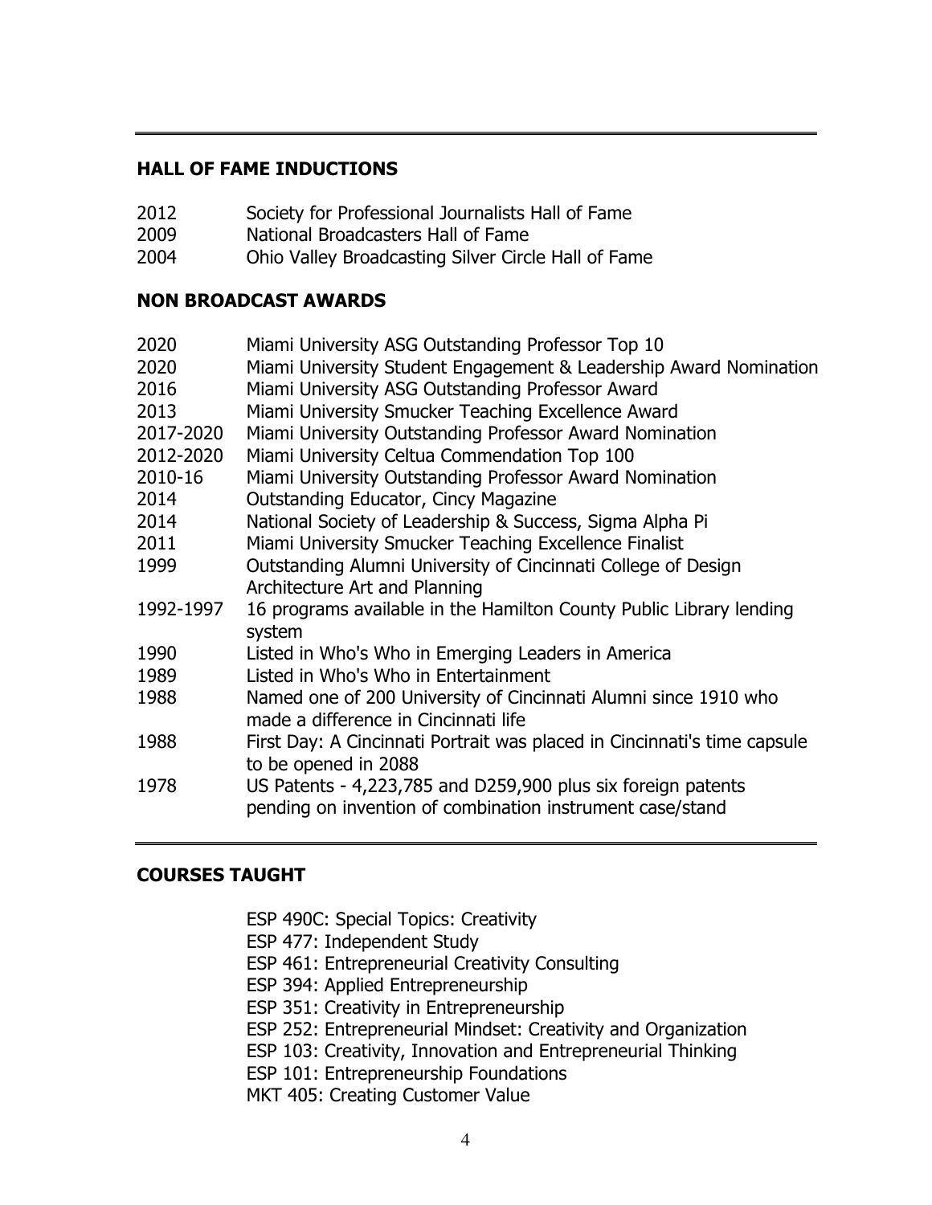## HALL OF FAME INDUCTIONS

| | |
|---|---|
| 2012 | Society for Professional Journalists Hall of Fame |
| 2009 | National Broadcasters Hall of Fame |
| 2004 | Ohio Valley Broadcasting Silver Circle Hall of Fame |

## NON BROADCAST AWARDS

| | |
|---|---|
| 2020 | Miami University ASG Outstanding Professor Top 10 |
| 2020 | Miami University Student Engagement & Leadership Award Nomination |
| 2016 | Miami University ASG Outstanding Professor Award |
| 2013 | Miami University Smucker Teaching Excellence Award |
| 2017-2020 | Miami University Outstanding Professor Award Nomination |
| 2012-2020 | Miami University Celtua Commendation Top 100 |
| 2010-16 | Miami University Outstanding Professor Award Nomination |
| 2014 | Outstanding Educator, Cincy Magazine |
| 2014 | National Society of Leadership & Success, Sigma Alpha Pi |
| 2011 | Miami University Smucker Teaching Excellence Finalist |
| 1999 | Outstanding Alumni University of Cincinnati College of Design Architecture Art and Planning |
| 1992-1997 | 16 programs available in the Hamilton County Public Library lending system |
| 1990 | Listed in Who's Who in Emerging Leaders in America |
| 1989 | Listed in Who's Who in Entertainment |
| 1988 | Named one of 200 University of Cincinnati Alumni since 1910 who made a difference in Cincinnati life |
| 1988 | First Day: A Cincinnati Portrait was placed in Cincinnati's time capsule to be opened in 2088 |
| 1978 | US Patents - 4,223,785 and D259,900 plus six foreign patents pending on invention of combination instrument case/stand |

## COURSES TAUGHT

- ESP 490C: Special Topics: Creativity
- ESP 477: Independent Study
- ESP 461: Entrepreneurial Creativity Consulting
- ESP 394: Applied Entrepreneurship
- ESP 351: Creativity in Entrepreneurship
- ESP 252: Entrepreneurial Mindset: Creativity and Organization
- ESP 103: Creativity, Innovation and Entrepreneurial Thinking
- ESP 101: Entrepreneurship Foundations
- MKT 405: Creating Customer Value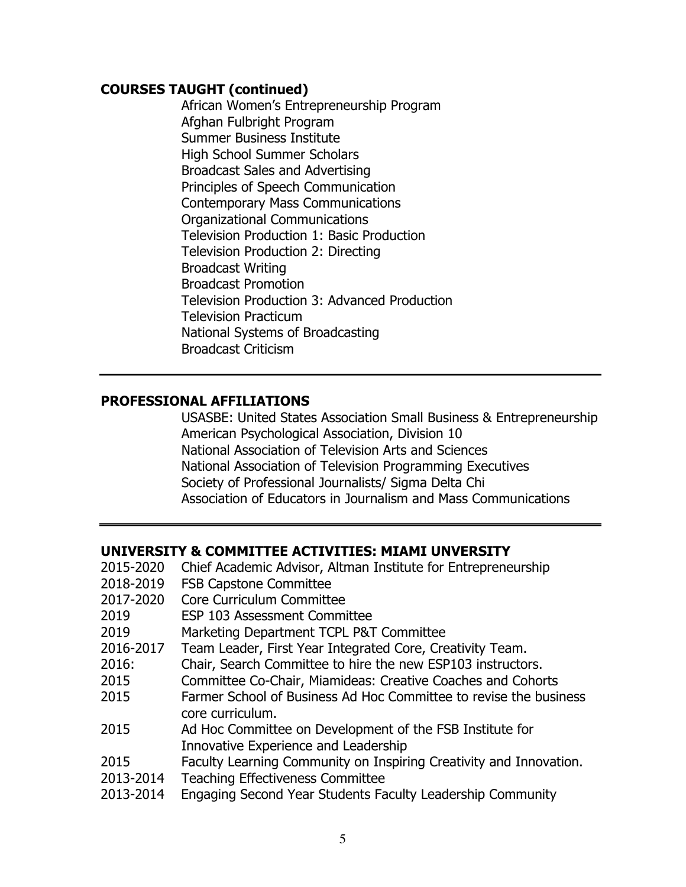## COURSES TAUGHT (continued)

African Women's Entrepreneurship Program
Afghan Fulbright Program
Summer Business Institute
High School Summer Scholars
Broadcast Sales and Advertising
Principles of Speech Communication
Contemporary Mass Communications
Organizational Communications
Television Production 1: Basic Production
Television Production 2: Directing
Broadcast Writing
Broadcast Promotion
Television Production 3: Advanced Production
Television Practicum
National Systems of Broadcasting
Broadcast Criticism

---

## PROFESSIONAL AFFILIATIONS

USASBE: United States Association Small Business & Entrepreneurship
American Psychological Association, Division 10
National Association of Television Arts and Sciences
National Association of Television Programming Executives
Society of Professional Journalists/ Sigma Delta Chi
Association of Educators in Journalism and Mass Communications

---

## UNIVERSITY & COMMITTEE ACTIVITIES: MIAMI UNVERSITY

| | |
|---|---|
| 2015-2020 | Chief Academic Advisor, Altman Institute for Entrepreneurship |
| 2018-2019 | FSB Capstone Committee |
| 2017-2020 | Core Curriculum Committee |
| 2019 | ESP 103 Assessment Committee |
| 2019 | Marketing Department TCPL P&T Committee |
| 2016-2017 | Team Leader, First Year Integrated Core, Creativity Team. |
| 2016: | Chair, Search Committee to hire the new ESP103 instructors. |
| 2015 | Committee Co-Chair, Miamideas: Creative Coaches and Cohorts |
| 2015 | Farmer School of Business Ad Hoc Committee to revise the business core curriculum. |
| 2015 | Ad Hoc Committee on Development of the FSB Institute for Innovative Experience and Leadership |
| 2015 | Faculty Learning Community on Inspiring Creativity and Innovation. |
| 2013-2014 | Teaching Effectiveness Committee |
| 2013-2014 | Engaging Second Year Students Faculty Leadership Community |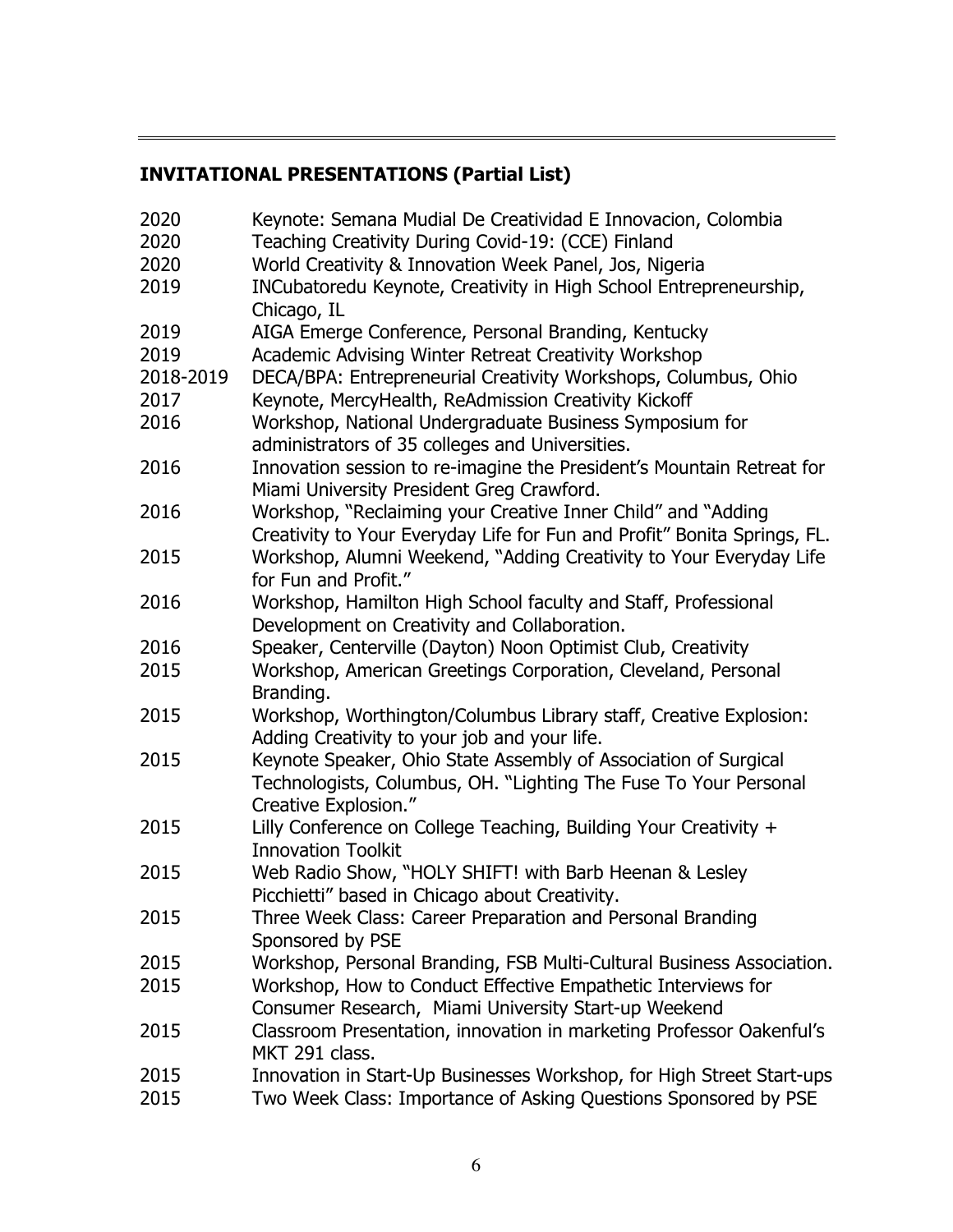## INVITATIONAL PRESENTATIONS (Partial List)

| | |
|---|---|
| 2020 | Keynote: Semana Mudial De Creatividad E Innovacion, Colombia |
| 2020 | Teaching Creativity During Covid-19: (CCE) Finland |
| 2020 | World Creativity & Innovation Week Panel, Jos, Nigeria |
| 2019 | INCubatoredu Keynote, Creativity in High School Entrepreneurship, Chicago, IL |
| 2019 | AIGA Emerge Conference, Personal Branding, Kentucky |
| 2019 | Academic Advising Winter Retreat Creativity Workshop |
| 2018-2019 | DECA/BPA: Entrepreneurial Creativity Workshops, Columbus, Ohio |
| 2017 | Keynote, MercyHealth, ReAdmission Creativity Kickoff |
| 2016 | Workshop, National Undergraduate Business Symposium for administrators of 35 colleges and Universities. |
| 2016 | Innovation session to re-imagine the President's Mountain Retreat for Miami University President Greg Crawford. |
| 2016 | Workshop, "Reclaiming your Creative Inner Child" and "Adding Creativity to Your Everyday Life for Fun and Profit" Bonita Springs, FL. |
| 2015 | Workshop, Alumni Weekend, "Adding Creativity to Your Everyday Life for Fun and Profit." |
| 2016 | Workshop, Hamilton High School faculty and Staff, Professional Development on Creativity and Collaboration. |
| 2016 | Speaker, Centerville (Dayton) Noon Optimist Club, Creativity |
| 2015 | Workshop, American Greetings Corporation, Cleveland, Personal Branding. |
| 2015 | Workshop, Worthington/Columbus Library staff, Creative Explosion: Adding Creativity to your job and your life. |
| 2015 | Keynote Speaker, Ohio State Assembly of Association of Surgical Technologists, Columbus, OH. "Lighting The Fuse To Your Personal Creative Explosion." |
| 2015 | Lilly Conference on College Teaching, Building Your Creativity + Innovation Toolkit |
| 2015 | Web Radio Show, "HOLY SHIFT! with Barb Heenan & Lesley Picchietti" based in Chicago about Creativity. |
| 2015 | Three Week Class: Career Preparation and Personal Branding Sponsored by PSE |
| 2015 | Workshop, Personal Branding, FSB Multi-Cultural Business Association. |
| 2015 | Workshop, How to Conduct Effective Empathetic Interviews for Consumer Research, Miami University Start-up Weekend |
| 2015 | Classroom Presentation, innovation in marketing Professor Oakenful's MKT 291 class. |
| 2015 | Innovation in Start-Up Businesses Workshop, for High Street Start-ups |
| 2015 | Two Week Class: Importance of Asking Questions Sponsored by PSE |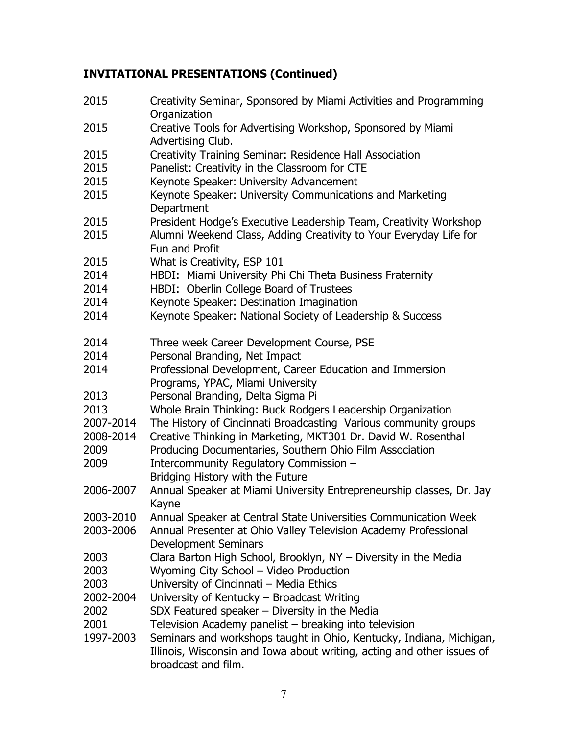## INVITATIONAL PRESENTATIONS (Continued)

| | |
|---|---|
| 2015 | Creativity Seminar, Sponsored by Miami Activities and Programming Organization |
| 2015 | Creative Tools for Advertising Workshop, Sponsored by Miami Advertising Club. |
| 2015 | Creativity Training Seminar: Residence Hall Association |
| 2015 | Panelist: Creativity in the Classroom for CTE |
| 2015 | Keynote Speaker: University Advancement |
| 2015 | Keynote Speaker: University Communications and Marketing Department |
| 2015 | President Hodge's Executive Leadership Team, Creativity Workshop |
| 2015 | Alumni Weekend Class, Adding Creativity to Your Everyday Life for Fun and Profit |
| 2015 | What is Creativity, ESP 101 |
| 2014 | HBDI: Miami University Phi Chi Theta Business Fraternity |
| 2014 | HBDI: Oberlin College Board of Trustees |
| 2014 | Keynote Speaker: Destination Imagination |
| 2014 | Keynote Speaker: National Society of Leadership & Success |
| 2014 | Three week Career Development Course, PSE |
| 2014 | Personal Branding, Net Impact |
| 2014 | Professional Development, Career Education and Immersion Programs, YPAC, Miami University |
| 2013 | Personal Branding, Delta Sigma Pi |
| 2013 | Whole Brain Thinking: Buck Rodgers Leadership Organization |
| 2007-2014 | The History of Cincinnati Broadcasting Various community groups |
| 2008-2014 | Creative Thinking in Marketing, MKT301 Dr. David W. Rosenthal |
| 2009 | Producing Documentaries, Southern Ohio Film Association |
| 2009 | Intercommunity Regulatory Commission – Bridging History with the Future |
| 2006-2007 | Annual Speaker at Miami University Entrepreneurship classes, Dr. Jay Kayne |
| 2003-2010 | Annual Speaker at Central State Universities Communication Week |
| 2003-2006 | Annual Presenter at Ohio Valley Television Academy Professional Development Seminars |
| 2003 | Clara Barton High School, Brooklyn, NY – Diversity in the Media |
| 2003 | Wyoming City School – Video Production |
| 2003 | University of Cincinnati – Media Ethics |
| 2002-2004 | University of Kentucky – Broadcast Writing |
| 2002 | SDX Featured speaker – Diversity in the Media |
| 2001 | Television Academy panelist – breaking into television |
| 1997-2003 | Seminars and workshops taught in Ohio, Kentucky, Indiana, Michigan, Illinois, Wisconsin and Iowa about writing, acting and other issues of broadcast and film. |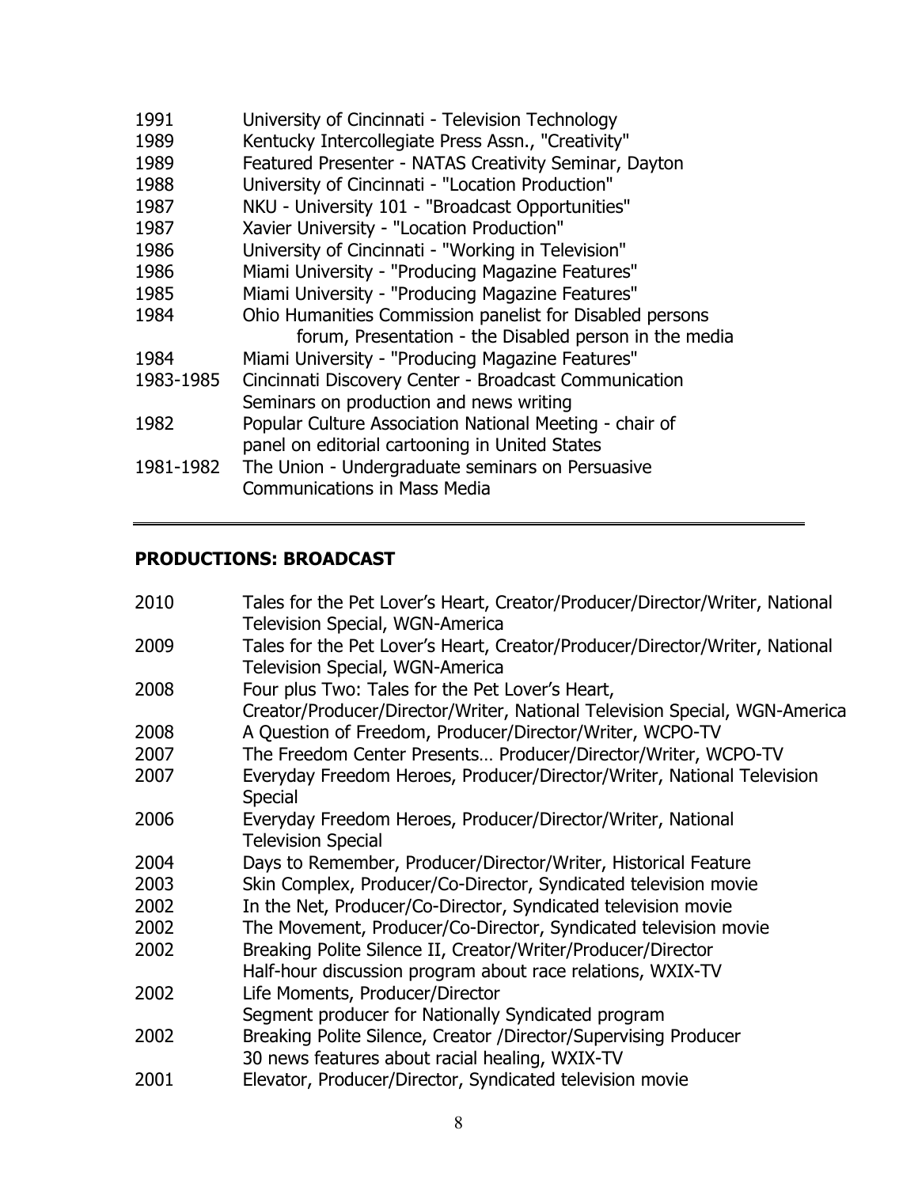| | |
|---|---|
| 1991 | University of Cincinnati - Television Technology |
| 1989 | Kentucky Intercollegiate Press Assn., "Creativity" |
| 1989 | Featured Presenter - NATAS Creativity Seminar, Dayton |
| 1988 | University of Cincinnati - "Location Production" |
| 1987 | NKU - University 101 - "Broadcast Opportunities" |
| 1987 | Xavier University - "Location Production" |
| 1986 | University of Cincinnati - "Working in Television" |
| 1986 | Miami University - "Producing Magazine Features" |
| 1985 | Miami University - "Producing Magazine Features" |
| 1984 | Ohio Humanities Commission panelist for Disabled persons forum, Presentation - the Disabled person in the media |
| 1984 | Miami University - "Producing Magazine Features" |
| 1983-1985 | Cincinnati Discovery Center - Broadcast Communication Seminars on production and news writing |
| 1982 | Popular Culture Association National Meeting - chair of panel on editorial cartooning in United States |
| 1981-1982 | The Union - Undergraduate seminars on Persuasive Communications in Mass Media |

---

## PRODUCTIONS: BROADCAST

| | |
|---|---|
| 2010 | Tales for the Pet Lover's Heart, Creator/Producer/Director/Writer, National Television Special, WGN-America |
| 2009 | Tales for the Pet Lover's Heart, Creator/Producer/Director/Writer, National Television Special, WGN-America |
| 2008 | Four plus Two: Tales for the Pet Lover's Heart, Creator/Producer/Director/Writer, National Television Special, WGN-America |
| 2008 | A Question of Freedom, Producer/Director/Writer, WCPO-TV |
| 2007 | The Freedom Center Presents… Producer/Director/Writer, WCPO-TV |
| 2007 | Everyday Freedom Heroes, Producer/Director/Writer, National Television Special |
| 2006 | Everyday Freedom Heroes, Producer/Director/Writer, National Television Special |
| 2004 | Days to Remember, Producer/Director/Writer, Historical Feature |
| 2003 | Skin Complex, Producer/Co-Director, Syndicated television movie |
| 2002 | In the Net, Producer/Co-Director, Syndicated television movie |
| 2002 | The Movement, Producer/Co-Director, Syndicated television movie |
| 2002 | Breaking Polite Silence II, Creator/Writer/Producer/Director Half-hour discussion program about race relations, WXIX-TV |
| 2002 | Life Moments, Producer/Director Segment producer for Nationally Syndicated program |
| 2002 | Breaking Polite Silence, Creator /Director/Supervising Producer 30 news features about racial healing, WXIX-TV |
| 2001 | Elevator, Producer/Director, Syndicated television movie |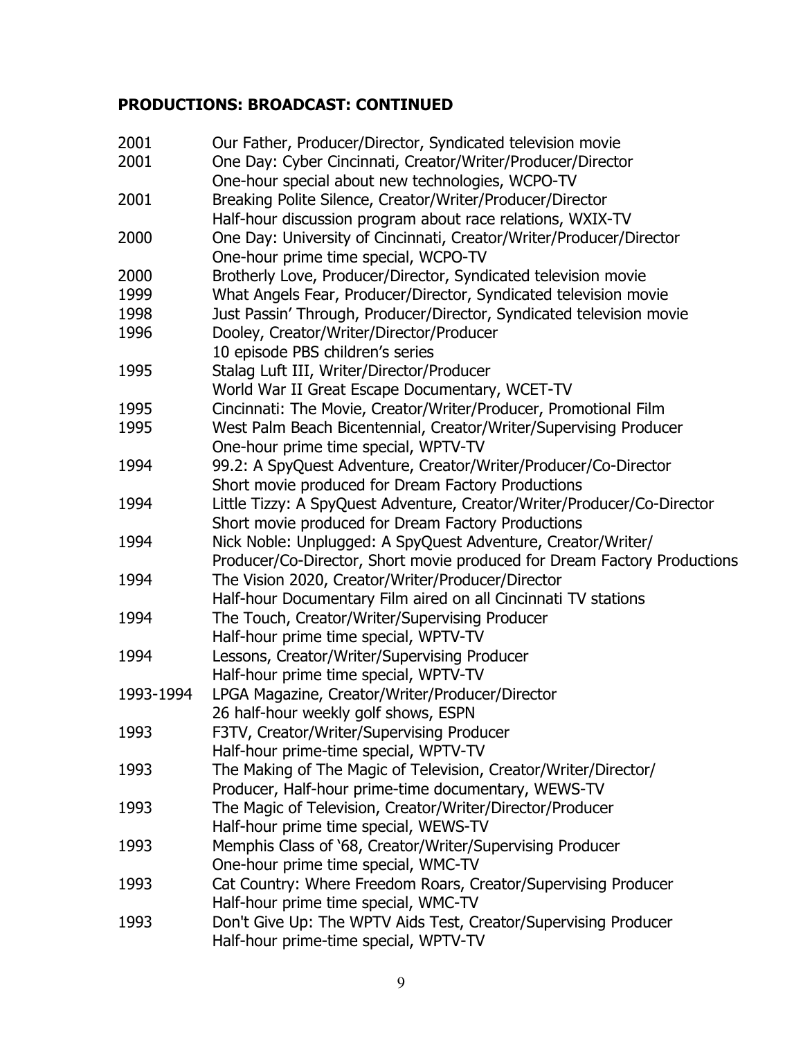## PRODUCTIONS: BROADCAST: CONTINUED

2001 Our Father, Producer/Director, Syndicated television movie

2001 One Day: Cyber Cincinnati, Creator/Writer/Producer/Director
One-hour special about new technologies, WCPO-TV

2001 Breaking Polite Silence, Creator/Writer/Producer/Director
Half-hour discussion program about race relations, WXIX-TV

2000 One Day: University of Cincinnati, Creator/Writer/Producer/Director
One-hour prime time special, WCPO-TV

2000 Brotherly Love, Producer/Director, Syndicated television movie

1999 What Angels Fear, Producer/Director, Syndicated television movie

1998 Just Passin' Through, Producer/Director, Syndicated television movie

1996 Dooley, Creator/Writer/Director/Producer
10 episode PBS children's series

1995 Stalag Luft III, Writer/Director/Producer
World War II Great Escape Documentary, WCET-TV

1995 Cincinnati: The Movie, Creator/Writer/Producer, Promotional Film

1995 West Palm Beach Bicentennial, Creator/Writer/Supervising Producer
One-hour prime time special, WPTV-TV

1994 99.2: A SpyQuest Adventure, Creator/Writer/Producer/Co-Director
Short movie produced for Dream Factory Productions

1994 Little Tizzy: A SpyQuest Adventure, Creator/Writer/Producer/Co-Director
Short movie produced for Dream Factory Productions

1994 Nick Noble: Unplugged: A SpyQuest Adventure, Creator/Writer/
Producer/Co-Director, Short movie produced for Dream Factory Productions

1994 The Vision 2020, Creator/Writer/Producer/Director
Half-hour Documentary Film aired on all Cincinnati TV stations

1994 The Touch, Creator/Writer/Supervising Producer
Half-hour prime time special, WPTV-TV

1994 Lessons, Creator/Writer/Supervising Producer
Half-hour prime time special, WPTV-TV

1993-1994 LPGA Magazine, Creator/Writer/Producer/Director
26 half-hour weekly golf shows, ESPN

1993 F3TV, Creator/Writer/Supervising Producer
Half-hour prime-time special, WPTV-TV

1993 The Making of The Magic of Television, Creator/Writer/Director/
Producer, Half-hour prime-time documentary, WEWS-TV

1993 The Magic of Television, Creator/Writer/Director/Producer
Half-hour prime time special, WEWS-TV

1993 Memphis Class of '68, Creator/Writer/Supervising Producer
One-hour prime time special, WMC-TV

1993 Cat Country: Where Freedom Roars, Creator/Supervising Producer
Half-hour prime time special, WMC-TV

1993 Don't Give Up: The WPTV Aids Test, Creator/Supervising Producer
Half-hour prime-time special, WPTV-TV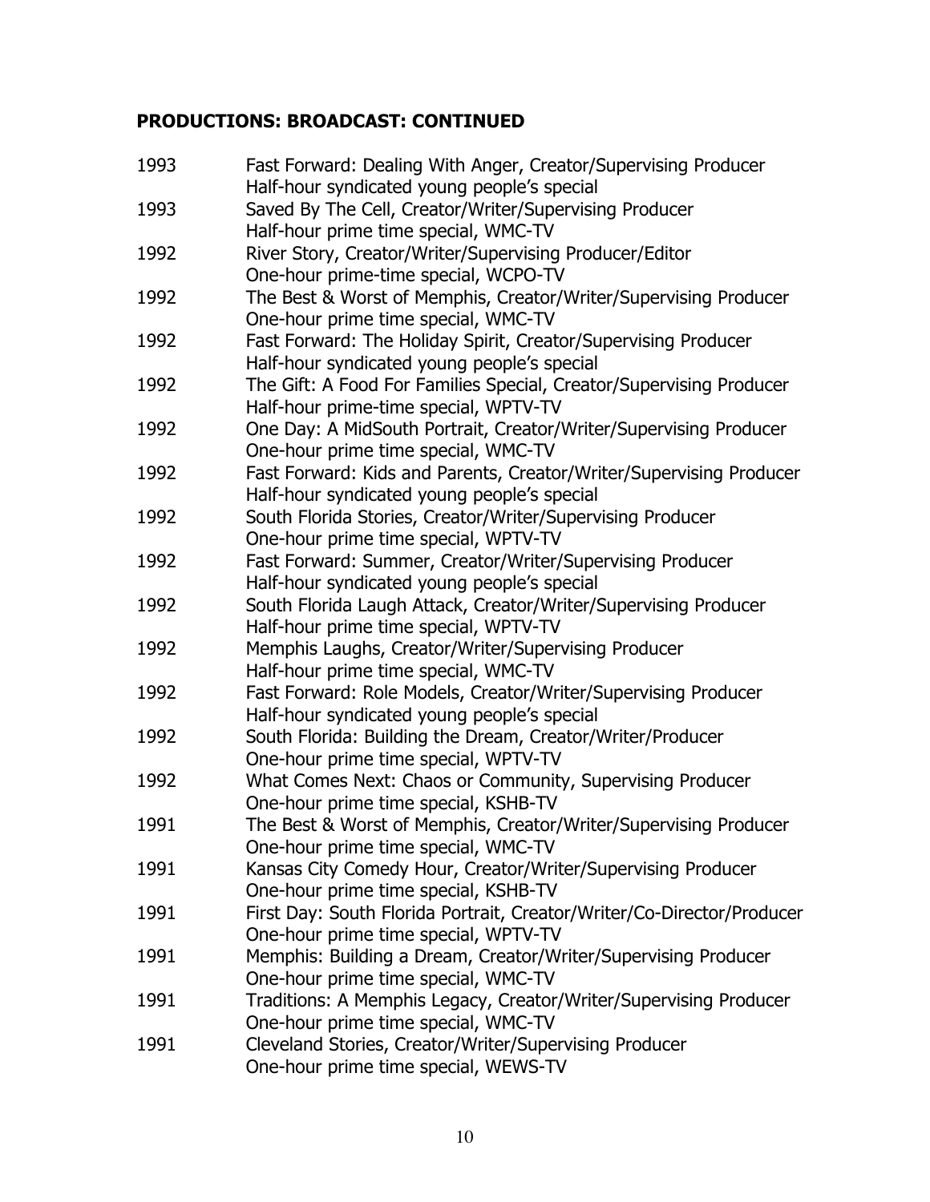## PRODUCTIONS: BROADCAST: CONTINUED

1993 Fast Forward: Dealing With Anger, Creator/Supervising Producer
Half-hour syndicated young people's special

1993 Saved By The Cell, Creator/Writer/Supervising Producer
Half-hour prime time special, WMC-TV

1992 River Story, Creator/Writer/Supervising Producer/Editor
One-hour prime-time special, WCPO-TV

1992 The Best & Worst of Memphis, Creator/Writer/Supervising Producer
One-hour prime time special, WMC-TV

1992 Fast Forward: The Holiday Spirit, Creator/Supervising Producer
Half-hour syndicated young people's special

1992 The Gift: A Food For Families Special, Creator/Supervising Producer
Half-hour prime-time special, WPTV-TV

1992 One Day: A MidSouth Portrait, Creator/Writer/Supervising Producer
One-hour prime time special, WMC-TV

1992 Fast Forward: Kids and Parents, Creator/Writer/Supervising Producer
Half-hour syndicated young people's special

1992 South Florida Stories, Creator/Writer/Supervising Producer
One-hour prime time special, WPTV-TV

1992 Fast Forward: Summer, Creator/Writer/Supervising Producer
Half-hour syndicated young people's special

1992 South Florida Laugh Attack, Creator/Writer/Supervising Producer
Half-hour prime time special, WPTV-TV

1992 Memphis Laughs, Creator/Writer/Supervising Producer
Half-hour prime time special, WMC-TV

1992 Fast Forward: Role Models, Creator/Writer/Supervising Producer
Half-hour syndicated young people's special

1992 South Florida: Building the Dream, Creator/Writer/Producer
One-hour prime time special, WPTV-TV

1992 What Comes Next: Chaos or Community, Supervising Producer
One-hour prime time special, KSHB-TV

1991 The Best & Worst of Memphis, Creator/Writer/Supervising Producer
One-hour prime time special, WMC-TV

1991 Kansas City Comedy Hour, Creator/Writer/Supervising Producer
One-hour prime time special, KSHB-TV

1991 First Day: South Florida Portrait, Creator/Writer/Co-Director/Producer
One-hour prime time special, WPTV-TV

1991 Memphis: Building a Dream, Creator/Writer/Supervising Producer
One-hour prime time special, WMC-TV

1991 Traditions: A Memphis Legacy, Creator/Writer/Supervising Producer
One-hour prime time special, WMC-TV

1991 Cleveland Stories, Creator/Writer/Supervising Producer
One-hour prime time special, WEWS-TV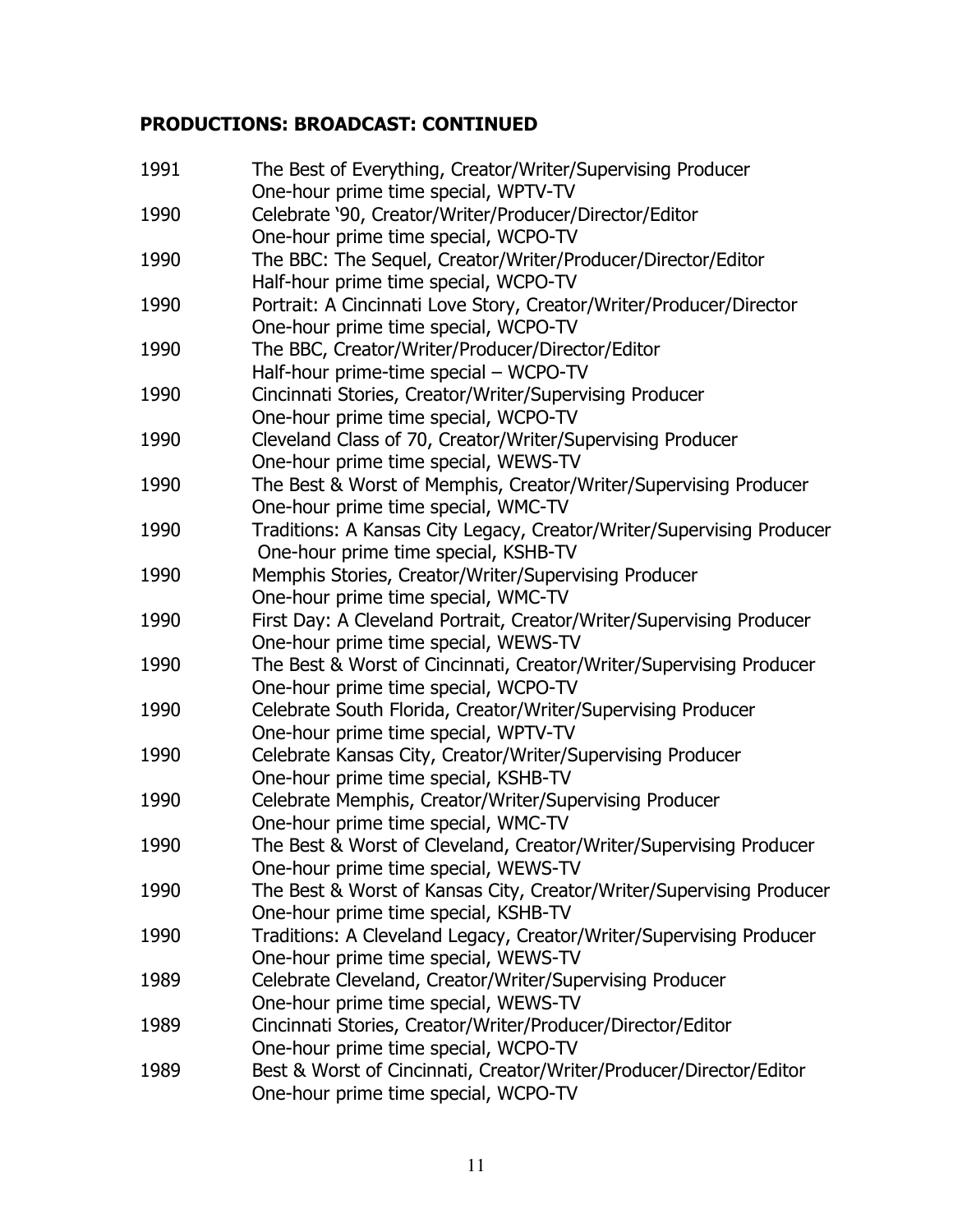**PRODUCTIONS: BROADCAST: CONTINUED**

1991 The Best of Everything, Creator/Writer/Supervising Producer
One-hour prime time special, WPTV-TV

1990 Celebrate '90, Creator/Writer/Producer/Director/Editor
One-hour prime time special, WCPO-TV

1990 The BBC: The Sequel, Creator/Writer/Producer/Director/Editor
Half-hour prime time special, WCPO-TV

1990 Portrait: A Cincinnati Love Story, Creator/Writer/Producer/Director
One-hour prime time special, WCPO-TV

1990 The BBC, Creator/Writer/Producer/Director/Editor
Half-hour prime-time special – WCPO-TV

1990 Cincinnati Stories, Creator/Writer/Supervising Producer
One-hour prime time special, WCPO-TV

1990 Cleveland Class of 70, Creator/Writer/Supervising Producer
One-hour prime time special, WEWS-TV

1990 The Best & Worst of Memphis, Creator/Writer/Supervising Producer
One-hour prime time special, WMC-TV

1990 Traditions: A Kansas City Legacy, Creator/Writer/Supervising Producer
One-hour prime time special, KSHB-TV

1990 Memphis Stories, Creator/Writer/Supervising Producer
One-hour prime time special, WMC-TV

1990 First Day: A Cleveland Portrait, Creator/Writer/Supervising Producer
One-hour prime time special, WEWS-TV

1990 The Best & Worst of Cincinnati, Creator/Writer/Supervising Producer
One-hour prime time special, WCPO-TV

1990 Celebrate South Florida, Creator/Writer/Supervising Producer
One-hour prime time special, WPTV-TV

1990 Celebrate Kansas City, Creator/Writer/Supervising Producer
One-hour prime time special, KSHB-TV

1990 Celebrate Memphis, Creator/Writer/Supervising Producer
One-hour prime time special, WMC-TV

1990 The Best & Worst of Cleveland, Creator/Writer/Supervising Producer
One-hour prime time special, WEWS-TV

1990 The Best & Worst of Kansas City, Creator/Writer/Supervising Producer
One-hour prime time special, KSHB-TV

1990 Traditions: A Cleveland Legacy, Creator/Writer/Supervising Producer
One-hour prime time special, WEWS-TV

1989 Celebrate Cleveland, Creator/Writer/Supervising Producer
One-hour prime time special, WEWS-TV

1989 Cincinnati Stories, Creator/Writer/Producer/Director/Editor
One-hour prime time special, WCPO-TV

1989 Best & Worst of Cincinnati, Creator/Writer/Producer/Director/Editor
One-hour prime time special, WCPO-TV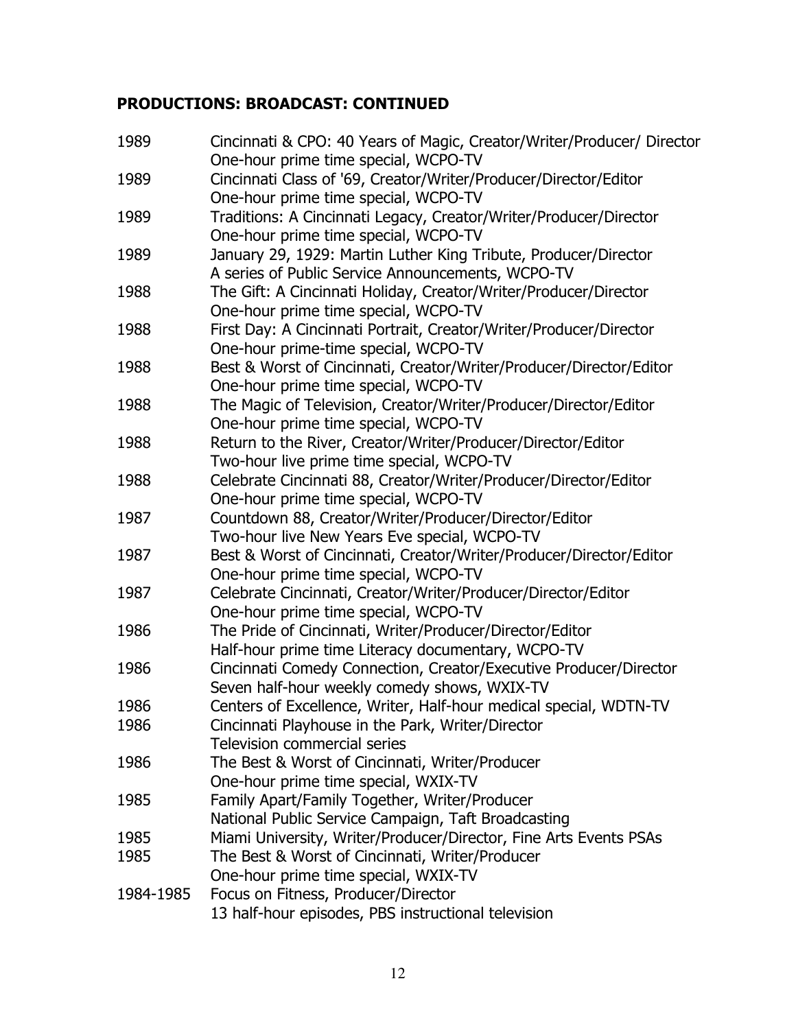## PRODUCTIONS: BROADCAST: CONTINUED

| | |
|---|---|
| 1989 | Cincinnati & CPO: 40 Years of Magic, Creator/Writer/Producer/ Director<br>One-hour prime time special, WCPO-TV |
| 1989 | Cincinnati Class of '69, Creator/Writer/Producer/Director/Editor<br>One-hour prime time special, WCPO-TV |
| 1989 | Traditions: A Cincinnati Legacy, Creator/Writer/Producer/Director<br>One-hour prime time special, WCPO-TV |
| 1989 | January 29, 1929: Martin Luther King Tribute, Producer/Director<br>A series of Public Service Announcements, WCPO-TV |
| 1988 | The Gift: A Cincinnati Holiday, Creator/Writer/Producer/Director<br>One-hour prime time special, WCPO-TV |
| 1988 | First Day: A Cincinnati Portrait, Creator/Writer/Producer/Director<br>One-hour prime-time special, WCPO-TV |
| 1988 | Best & Worst of Cincinnati, Creator/Writer/Producer/Director/Editor<br>One-hour prime time special, WCPO-TV |
| 1988 | The Magic of Television, Creator/Writer/Producer/Director/Editor<br>One-hour prime time special, WCPO-TV |
| 1988 | Return to the River, Creator/Writer/Producer/Director/Editor<br>Two-hour live prime time special, WCPO-TV |
| 1988 | Celebrate Cincinnati 88, Creator/Writer/Producer/Director/Editor<br>One-hour prime time special, WCPO-TV |
| 1987 | Countdown 88, Creator/Writer/Producer/Director/Editor<br>Two-hour live New Years Eve special, WCPO-TV |
| 1987 | Best & Worst of Cincinnati, Creator/Writer/Producer/Director/Editor<br>One-hour prime time special, WCPO-TV |
| 1987 | Celebrate Cincinnati, Creator/Writer/Producer/Director/Editor<br>One-hour prime time special, WCPO-TV |
| 1986 | The Pride of Cincinnati, Writer/Producer/Director/Editor<br>Half-hour prime time Literacy documentary, WCPO-TV |
| 1986 | Cincinnati Comedy Connection, Creator/Executive Producer/Director<br>Seven half-hour weekly comedy shows, WXIX-TV |
| 1986 | Centers of Excellence, Writer, Half-hour medical special, WDTN-TV |
| 1986 | Cincinnati Playhouse in the Park, Writer/Director<br>Television commercial series |
| 1986 | The Best & Worst of Cincinnati, Writer/Producer<br>One-hour prime time special, WXIX-TV |
| 1985 | Family Apart/Family Together, Writer/Producer<br>National Public Service Campaign, Taft Broadcasting |
| 1985 | Miami University, Writer/Producer/Director, Fine Arts Events PSAs |
| 1985 | The Best & Worst of Cincinnati, Writer/Producer<br>One-hour prime time special, WXIX-TV |
| 1984-1985 | Focus on Fitness, Producer/Director<br>13 half-hour episodes, PBS instructional television |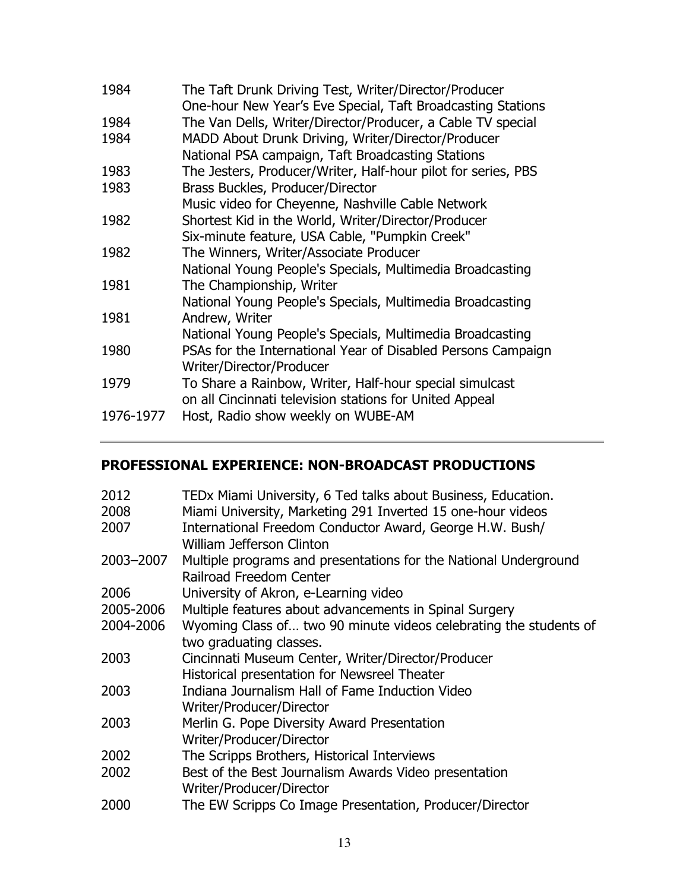| | |
|---|---|
| 1984 | The Taft Drunk Driving Test, Writer/Director/Producer<br>One-hour New Year's Eve Special, Taft Broadcasting Stations |
| 1984 | The Van Dells, Writer/Director/Producer, a Cable TV special |
| 1984 | MADD About Drunk Driving, Writer/Director/Producer<br>National PSA campaign, Taft Broadcasting Stations |
| 1983 | The Jesters, Producer/Writer, Half-hour pilot for series, PBS |
| 1983 | Brass Buckles, Producer/Director<br>Music video for Cheyenne, Nashville Cable Network |
| 1982 | Shortest Kid in the World, Writer/Director/Producer<br>Six-minute feature, USA Cable, "Pumpkin Creek" |
| 1982 | The Winners, Writer/Associate Producer<br>National Young People's Specials, Multimedia Broadcasting |
| 1981 | The Championship, Writer<br>National Young People's Specials, Multimedia Broadcasting |
| 1981 | Andrew, Writer<br>National Young People's Specials, Multimedia Broadcasting |
| 1980 | PSAs for the International Year of Disabled Persons Campaign<br>Writer/Director/Producer |
| 1979 | To Share a Rainbow, Writer, Half-hour special simulcast<br>on all Cincinnati television stations for United Appeal |
| 1976-1977 | Host, Radio show weekly on WUBE-AM |

---

## PROFESSIONAL EXPERIENCE: NON-BROADCAST PRODUCTIONS

| | |
|---|---|
| 2012 | TEDx Miami University, 6 Ted talks about Business, Education. |
| 2008 | Miami University, Marketing 291 Inverted 15 one-hour videos |
| 2007 | International Freedom Conductor Award, George H.W. Bush/<br>William Jefferson Clinton |
| 2003–2007 | Multiple programs and presentations for the National Underground<br>Railroad Freedom Center |
| 2006 | University of Akron, e-Learning video |
| 2005-2006 | Multiple features about advancements in Spinal Surgery |
| 2004-2006 | Wyoming Class of… two 90 minute videos celebrating the students of<br>two graduating classes. |
| 2003 | Cincinnati Museum Center, Writer/Director/Producer<br>Historical presentation for Newsreel Theater |
| 2003 | Indiana Journalism Hall of Fame Induction Video<br>Writer/Producer/Director |
| 2003 | Merlin G. Pope Diversity Award Presentation<br>Writer/Producer/Director |
| 2002 | The Scripps Brothers, Historical Interviews |
| 2002 | Best of the Best Journalism Awards Video presentation<br>Writer/Producer/Director |
| 2000 | The EW Scripps Co Image Presentation, Producer/Director |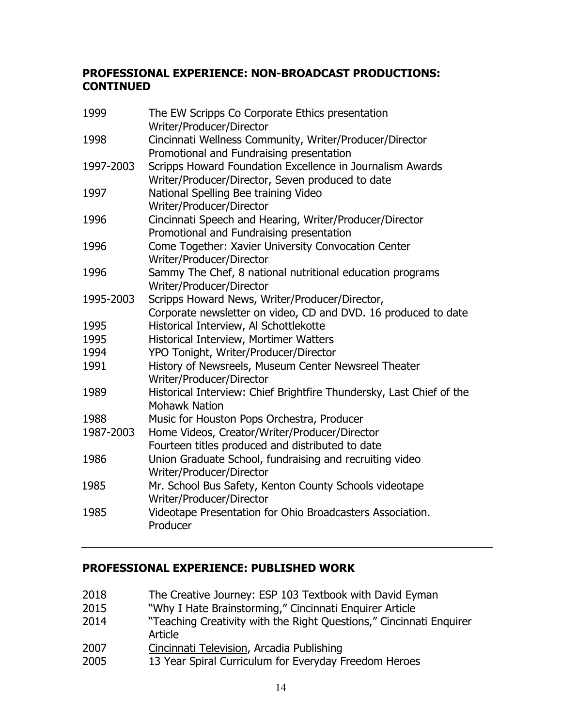## PROFESSIONAL EXPERIENCE: NON-BROADCAST PRODUCTIONS: CONTINUED

| | |
|---|---|
| 1999 | The EW Scripps Co Corporate Ethics presentation<br>Writer/Producer/Director |
| 1998 | Cincinnati Wellness Community, Writer/Producer/Director<br>Promotional and Fundraising presentation |
| 1997-2003 | Scripps Howard Foundation Excellence in Journalism Awards<br>Writer/Producer/Director, Seven produced to date |
| 1997 | National Spelling Bee training Video<br>Writer/Producer/Director |
| 1996 | Cincinnati Speech and Hearing, Writer/Producer/Director<br>Promotional and Fundraising presentation |
| 1996 | Come Together: Xavier University Convocation Center<br>Writer/Producer/Director |
| 1996 | Sammy The Chef, 8 national nutritional education programs<br>Writer/Producer/Director |
| 1995-2003 | Scripps Howard News, Writer/Producer/Director,<br>Corporate newsletter on video, CD and DVD. 16 produced to date |
| 1995 | Historical Interview, Al Schottlekotte |
| 1995 | Historical Interview, Mortimer Watters |
| 1994 | YPO Tonight, Writer/Producer/Director |
| 1991 | History of Newsreels, Museum Center Newsreel Theater<br>Writer/Producer/Director |
| 1989 | Historical Interview: Chief Brightfire Thundersky, Last Chief of the Mohawk Nation |
| 1988 | Music for Houston Pops Orchestra, Producer |
| 1987-2003 | Home Videos, Creator/Writer/Producer/Director<br>Fourteen titles produced and distributed to date |
| 1986 | Union Graduate School, fundraising and recruiting video<br>Writer/Producer/Director |
| 1985 | Mr. School Bus Safety, Kenton County Schools videotape<br>Writer/Producer/Director |
| 1985 | Videotape Presentation for Ohio Broadcasters Association.<br>Producer |

---

## PROFESSIONAL EXPERIENCE: PUBLISHED WORK

| | |
|---|---|
| 2018 | The Creative Journey: ESP 103 Textbook with David Eyman |
| 2015 | "Why I Hate Brainstorming," Cincinnati Enquirer Article |
| 2014 | "Teaching Creativity with the Right Questions," Cincinnati Enquirer Article |
| 2007 | <u>Cincinnati Television</u>, Arcadia Publishing |
| 2005 | 13 Year Spiral Curriculum for Everyday Freedom Heroes |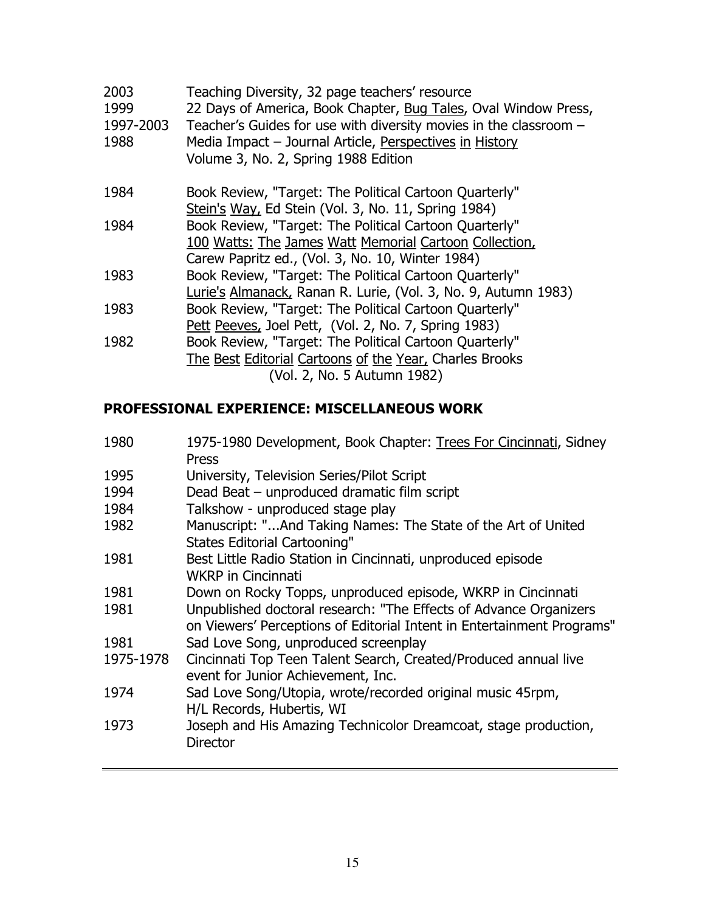2003 Teaching Diversity, 32 page teachers' resource
1999 22 Days of America, Book Chapter, Bug Tales, Oval Window Press,
1997-2003 Teacher's Guides for use with diversity movies in the classroom –
1988 Media Impact – Journal Article, Perspectives in History
Volume 3, No. 2, Spring 1988 Edition

1984 Book Review, "Target: The Political Cartoon Quarterly"
Stein's Way, Ed Stein (Vol. 3, No. 11, Spring 1984)
1984 Book Review, "Target: The Political Cartoon Quarterly"
100 Watts: The James Watt Memorial Cartoon Collection,
Carew Papritz ed., (Vol. 3, No. 10, Winter 1984)
1983 Book Review, "Target: The Political Cartoon Quarterly"
Lurie's Almanack, Ranan R. Lurie, (Vol. 3, No. 9, Autumn 1983)
1983 Book Review, "Target: The Political Cartoon Quarterly"
Pett Peeves, Joel Pett, (Vol. 2, No. 7, Spring 1983)
1982 Book Review, "Target: The Political Cartoon Quarterly"
The Best Editorial Cartoons of the Year, Charles Brooks
(Vol. 2, No. 5 Autumn 1982)

## PROFESSIONAL EXPERIENCE: MISCELLANEOUS WORK

1980 1975-1980 Development, Book Chapter: Trees For Cincinnati, Sidney Press
1995 University, Television Series/Pilot Script
1994 Dead Beat – unproduced dramatic film script
1984 Talkshow - unproduced stage play
1982 Manuscript: "...And Taking Names: The State of the Art of United States Editorial Cartooning"
1981 Best Little Radio Station in Cincinnati, unproduced episode WKRP in Cincinnati
1981 Down on Rocky Topps, unproduced episode, WKRP in Cincinnati
1981 Unpublished doctoral research: "The Effects of Advance Organizers on Viewers' Perceptions of Editorial Intent in Entertainment Programs"
1981 Sad Love Song, unproduced screenplay
1975-1978 Cincinnati Top Teen Talent Search, Created/Produced annual live event for Junior Achievement, Inc.
1974 Sad Love Song/Utopia, wrote/recorded original music 45rpm, H/L Records, Hubertis, WI
1973 Joseph and His Amazing Technicolor Dreamcoat, stage production, Director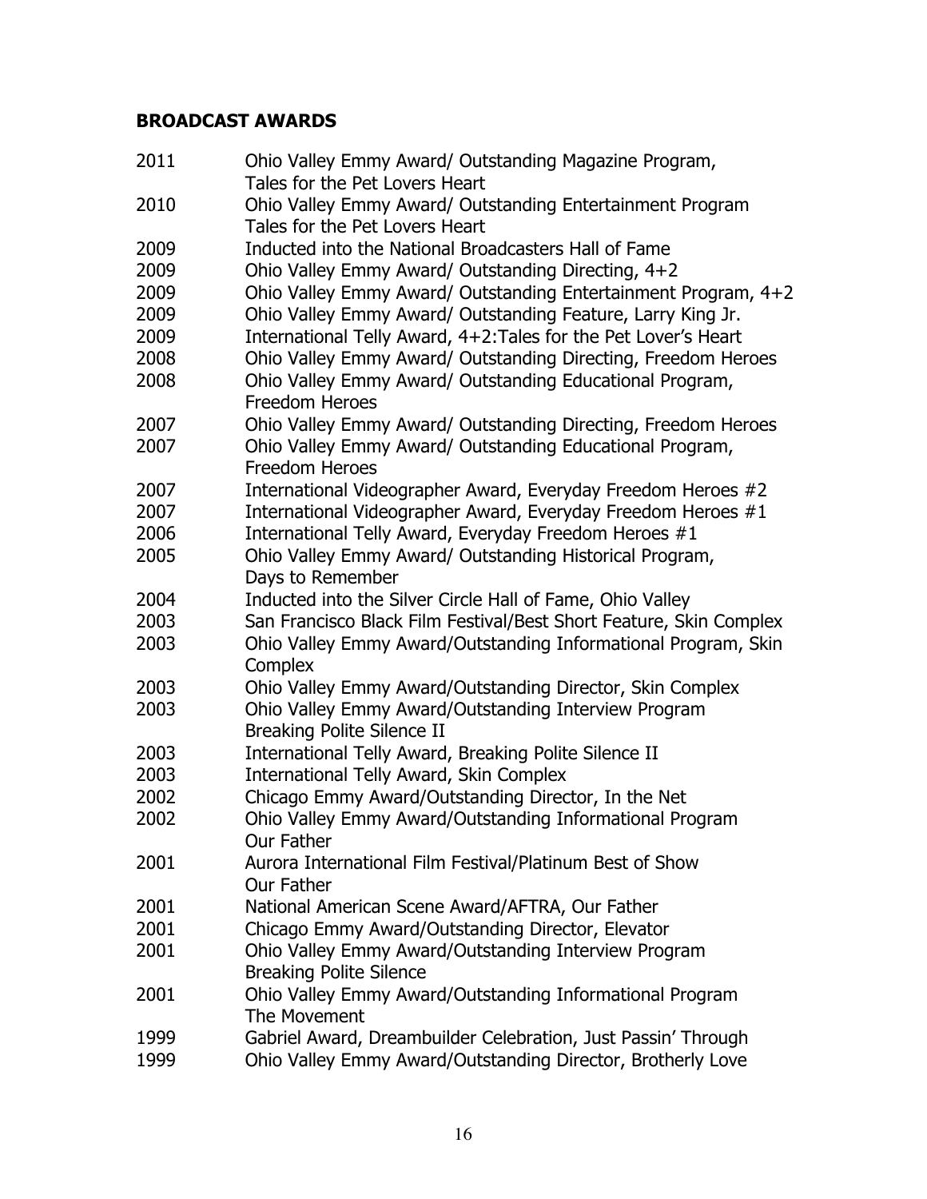## BROADCAST AWARDS

2011 Ohio Valley Emmy Award/ Outstanding Magazine Program, Tales for the Pet Lovers Heart
2010 Ohio Valley Emmy Award/ Outstanding Entertainment Program Tales for the Pet Lovers Heart
2009 Inducted into the National Broadcasters Hall of Fame
2009 Ohio Valley Emmy Award/ Outstanding Directing, 4+2
2009 Ohio Valley Emmy Award/ Outstanding Entertainment Program, 4+2
2009 Ohio Valley Emmy Award/ Outstanding Feature, Larry King Jr.
2009 International Telly Award, 4+2:Tales for the Pet Lover's Heart
2008 Ohio Valley Emmy Award/ Outstanding Directing, Freedom Heroes
2008 Ohio Valley Emmy Award/ Outstanding Educational Program, Freedom Heroes
2007 Ohio Valley Emmy Award/ Outstanding Directing, Freedom Heroes
2007 Ohio Valley Emmy Award/ Outstanding Educational Program, Freedom Heroes
2007 International Videographer Award, Everyday Freedom Heroes #2
2007 International Videographer Award, Everyday Freedom Heroes #1
2006 International Telly Award, Everyday Freedom Heroes #1
2005 Ohio Valley Emmy Award/ Outstanding Historical Program, Days to Remember
2004 Inducted into the Silver Circle Hall of Fame, Ohio Valley
2003 San Francisco Black Film Festival/Best Short Feature, Skin Complex
2003 Ohio Valley Emmy Award/Outstanding Informational Program, Skin Complex
2003 Ohio Valley Emmy Award/Outstanding Director, Skin Complex
2003 Ohio Valley Emmy Award/Outstanding Interview Program Breaking Polite Silence II
2003 International Telly Award, Breaking Polite Silence II
2003 International Telly Award, Skin Complex
2002 Chicago Emmy Award/Outstanding Director, In the Net
2002 Ohio Valley Emmy Award/Outstanding Informational Program Our Father
2001 Aurora International Film Festival/Platinum Best of Show Our Father
2001 National American Scene Award/AFTRA, Our Father
2001 Chicago Emmy Award/Outstanding Director, Elevator
2001 Ohio Valley Emmy Award/Outstanding Interview Program Breaking Polite Silence
2001 Ohio Valley Emmy Award/Outstanding Informational Program The Movement
1999 Gabriel Award, Dreambuilder Celebration, Just Passin' Through
1999 Ohio Valley Emmy Award/Outstanding Director, Brotherly Love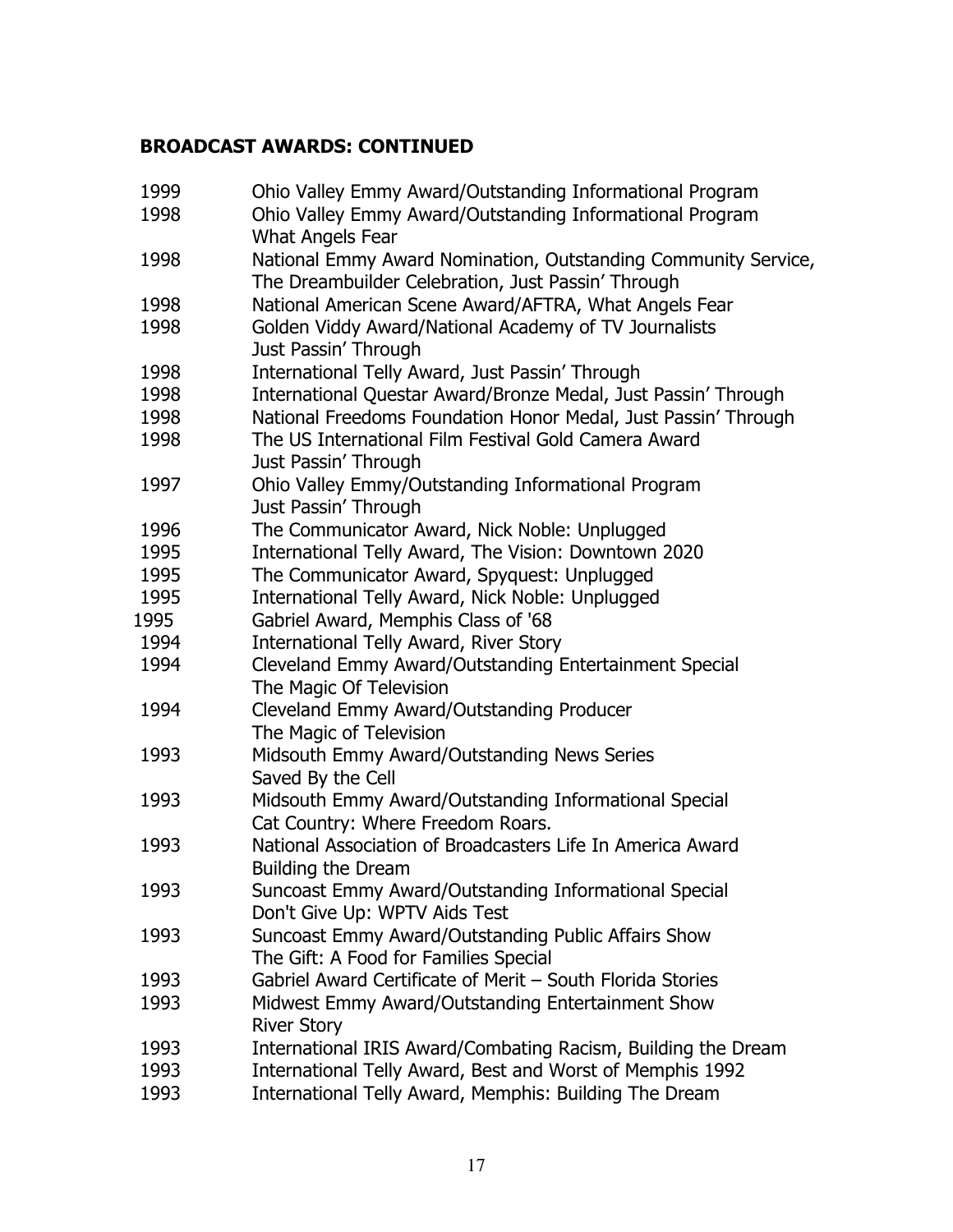## BROADCAST AWARDS: CONTINUED

1999 Ohio Valley Emmy Award/Outstanding Informational Program

1998 Ohio Valley Emmy Award/Outstanding Informational Program
What Angels Fear

1998 National Emmy Award Nomination, Outstanding Community Service,
The Dreambuilder Celebration, Just Passin' Through

1998 National American Scene Award/AFTRA, What Angels Fear

1998 Golden Viddy Award/National Academy of TV Journalists
Just Passin' Through

1998 International Telly Award, Just Passin' Through

1998 International Questar Award/Bronze Medal, Just Passin' Through

1998 National Freedoms Foundation Honor Medal, Just Passin' Through

1998 The US International Film Festival Gold Camera Award
Just Passin' Through

1997 Ohio Valley Emmy/Outstanding Informational Program
Just Passin' Through

1996 The Communicator Award, Nick Noble: Unplugged

1995 International Telly Award, The Vision: Downtown 2020

1995 The Communicator Award, Spyquest: Unplugged

1995 International Telly Award, Nick Noble: Unplugged

1995 Gabriel Award, Memphis Class of '68

1994 International Telly Award, River Story

1994 Cleveland Emmy Award/Outstanding Entertainment Special
The Magic Of Television

1994 Cleveland Emmy Award/Outstanding Producer
The Magic of Television

1993 Midsouth Emmy Award/Outstanding News Series
Saved By the Cell

1993 Midsouth Emmy Award/Outstanding Informational Special
Cat Country: Where Freedom Roars.

1993 National Association of Broadcasters Life In America Award
Building the Dream

1993 Suncoast Emmy Award/Outstanding Informational Special
Don't Give Up: WPTV Aids Test

1993 Suncoast Emmy Award/Outstanding Public Affairs Show
The Gift: A Food for Families Special

1993 Gabriel Award Certificate of Merit – South Florida Stories

1993 Midwest Emmy Award/Outstanding Entertainment Show
River Story

1993 International IRIS Award/Combating Racism, Building the Dream

1993 International Telly Award, Best and Worst of Memphis 1992

1993 International Telly Award, Memphis: Building The Dream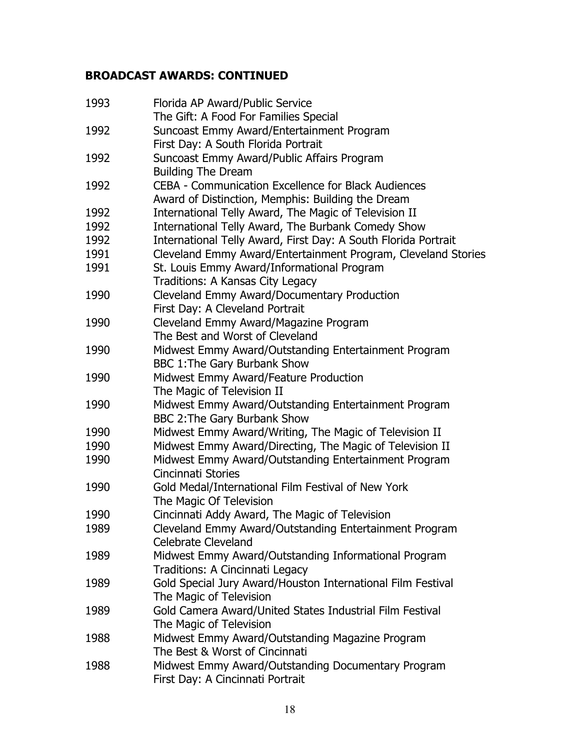## BROADCAST AWARDS: CONTINUED

1993 Florida AP Award/Public Service
The Gift: A Food For Families Special

1992 Suncoast Emmy Award/Entertainment Program
First Day: A South Florida Portrait

1992 Suncoast Emmy Award/Public Affairs Program
Building The Dream

1992 CEBA - Communication Excellence for Black Audiences
Award of Distinction, Memphis: Building the Dream

1992 International Telly Award, The Magic of Television II

1992 International Telly Award, The Burbank Comedy Show

1992 International Telly Award, First Day: A South Florida Portrait

1991 Cleveland Emmy Award/Entertainment Program, Cleveland Stories

1991 St. Louis Emmy Award/Informational Program
Traditions: A Kansas City Legacy

1990 Cleveland Emmy Award/Documentary Production
First Day: A Cleveland Portrait

1990 Cleveland Emmy Award/Magazine Program
The Best and Worst of Cleveland

1990 Midwest Emmy Award/Outstanding Entertainment Program
BBC 1:The Gary Burbank Show

1990 Midwest Emmy Award/Feature Production
The Magic of Television II

1990 Midwest Emmy Award/Outstanding Entertainment Program
BBC 2:The Gary Burbank Show

1990 Midwest Emmy Award/Writing, The Magic of Television II

1990 Midwest Emmy Award/Directing, The Magic of Television II

1990 Midwest Emmy Award/Outstanding Entertainment Program
Cincinnati Stories

1990 Gold Medal/International Film Festival of New York
The Magic Of Television

1990 Cincinnati Addy Award, The Magic of Television

1989 Cleveland Emmy Award/Outstanding Entertainment Program
Celebrate Cleveland

1989 Midwest Emmy Award/Outstanding Informational Program
Traditions: A Cincinnati Legacy

1989 Gold Special Jury Award/Houston International Film Festival
The Magic of Television

1989 Gold Camera Award/United States Industrial Film Festival
The Magic of Television

1988 Midwest Emmy Award/Outstanding Magazine Program
The Best & Worst of Cincinnati

1988 Midwest Emmy Award/Outstanding Documentary Program
First Day: A Cincinnati Portrait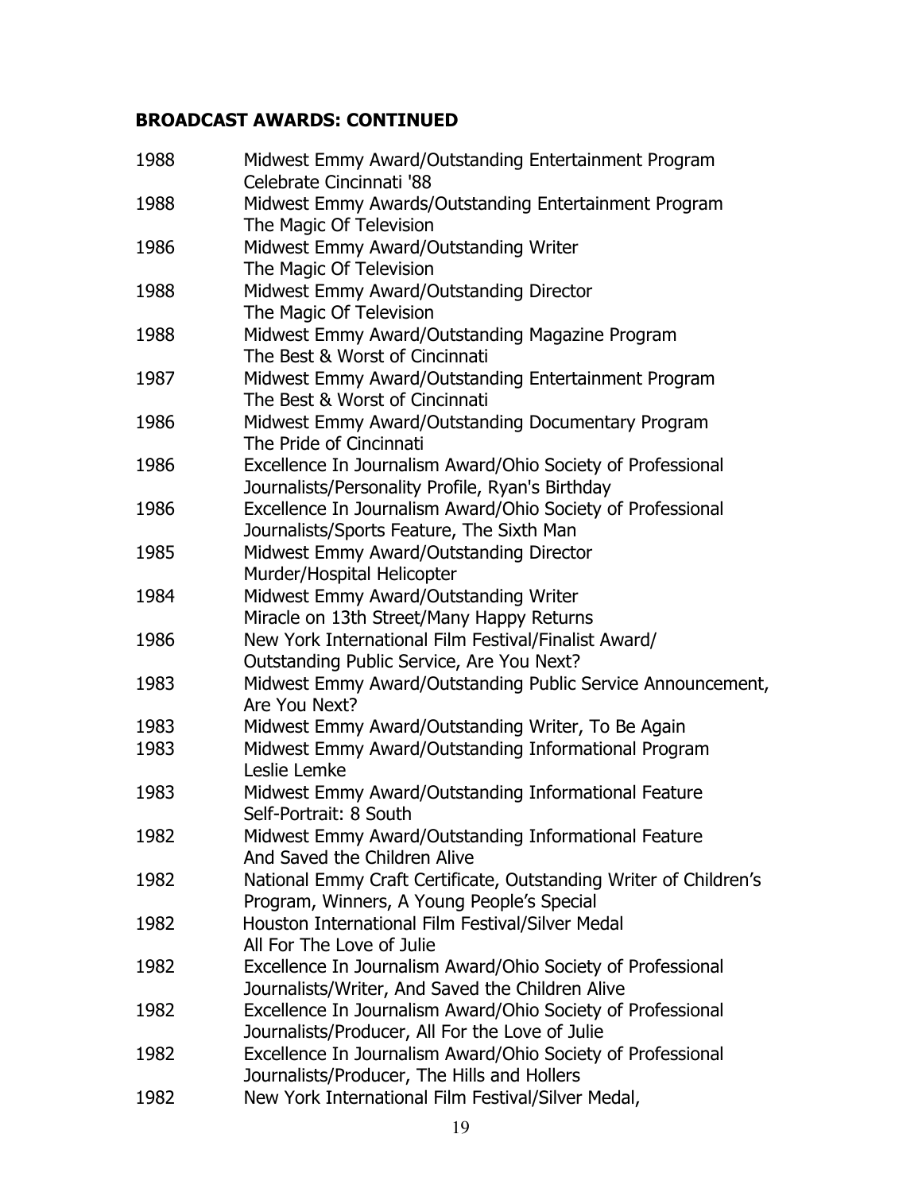**BROADCAST AWARDS: CONTINUED**

| | |
|---|---|
| 1988 | Midwest Emmy Award/Outstanding Entertainment Program<br>Celebrate Cincinnati '88 |
| 1988 | Midwest Emmy Awards/Outstanding Entertainment Program<br>The Magic Of Television |
| 1986 | Midwest Emmy Award/Outstanding Writer<br>The Magic Of Television |
| 1988 | Midwest Emmy Award/Outstanding Director<br>The Magic Of Television |
| 1988 | Midwest Emmy Award/Outstanding Magazine Program<br>The Best & Worst of Cincinnati |
| 1987 | Midwest Emmy Award/Outstanding Entertainment Program<br>The Best & Worst of Cincinnati |
| 1986 | Midwest Emmy Award/Outstanding Documentary Program<br>The Pride of Cincinnati |
| 1986 | Excellence In Journalism Award/Ohio Society of Professional Journalists/Personality Profile, Ryan's Birthday |
| 1986 | Excellence In Journalism Award/Ohio Society of Professional Journalists/Sports Feature, The Sixth Man |
| 1985 | Midwest Emmy Award/Outstanding Director<br>Murder/Hospital Helicopter |
| 1984 | Midwest Emmy Award/Outstanding Writer<br>Miracle on 13th Street/Many Happy Returns |
| 1986 | New York International Film Festival/Finalist Award/<br>Outstanding Public Service, Are You Next? |
| 1983 | Midwest Emmy Award/Outstanding Public Service Announcement, Are You Next? |
| 1983 | Midwest Emmy Award/Outstanding Writer, To Be Again |
| 1983 | Midwest Emmy Award/Outstanding Informational Program<br>Leslie Lemke |
| 1983 | Midwest Emmy Award/Outstanding Informational Feature<br>Self-Portrait: 8 South |
| 1982 | Midwest Emmy Award/Outstanding Informational Feature<br>And Saved the Children Alive |
| 1982 | National Emmy Craft Certificate, Outstanding Writer of Children's Program, Winners, A Young People's Special |
| 1982 | Houston International Film Festival/Silver Medal<br>All For The Love of Julie |
| 1982 | Excellence In Journalism Award/Ohio Society of Professional Journalists/Writer, And Saved the Children Alive |
| 1982 | Excellence In Journalism Award/Ohio Society of Professional Journalists/Producer, All For the Love of Julie |
| 1982 | Excellence In Journalism Award/Ohio Society of Professional Journalists/Producer, The Hills and Hollers |
| 1982 | New York International Film Festival/Silver Medal, |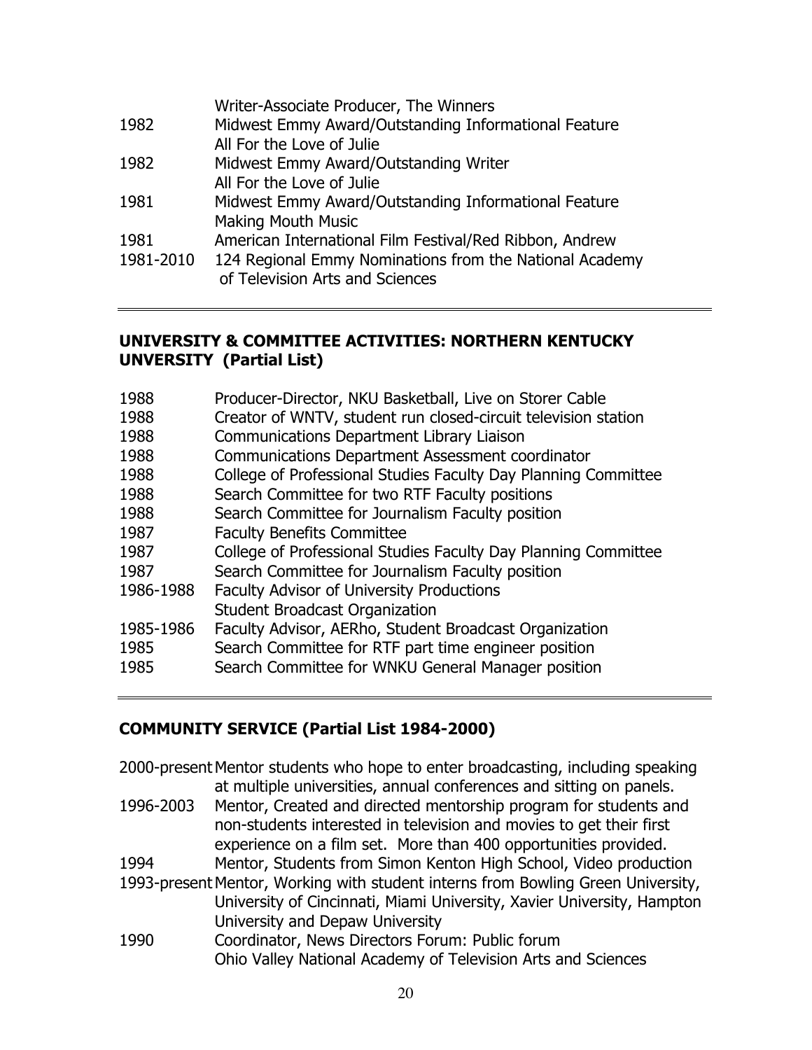| | |
|---|---|
| | Writer-Associate Producer, The Winners |
| 1982 | Midwest Emmy Award/Outstanding Informational Feature<br>All For the Love of Julie |
| 1982 | Midwest Emmy Award/Outstanding Writer<br>All For the Love of Julie |
| 1981 | Midwest Emmy Award/Outstanding Informational Feature<br>Making Mouth Music |
| 1981 | American International Film Festival/Red Ribbon, Andrew |
| 1981-2010 | 124 Regional Emmy Nominations from the National Academy of Television Arts and Sciences |

---

## UNIVERSITY & COMMITTEE ACTIVITIES: NORTHERN KENTUCKY UNVERSITY (Partial List)

| | |
|---|---|
| 1988 | Producer-Director, NKU Basketball, Live on Storer Cable |
| 1988 | Creator of WNTV, student run closed-circuit television station |
| 1988 | Communications Department Library Liaison |
| 1988 | Communications Department Assessment coordinator |
| 1988 | College of Professional Studies Faculty Day Planning Committee |
| 1988 | Search Committee for two RTF Faculty positions |
| 1988 | Search Committee for Journalism Faculty position |
| 1987 | Faculty Benefits Committee |
| 1987 | College of Professional Studies Faculty Day Planning Committee |
| 1987 | Search Committee for Journalism Faculty position |
| 1986-1988 | Faculty Advisor of University Productions<br>Student Broadcast Organization |
| 1985-1986 | Faculty Advisor, AERho, Student Broadcast Organization |
| 1985 | Search Committee for RTF part time engineer position |
| 1985 | Search Committee for WNKU General Manager position |

---

## COMMUNITY SERVICE (Partial List 1984-2000)

| | |
|---|---|
| 2000-present | Mentor students who hope to enter broadcasting, including speaking at multiple universities, annual conferences and sitting on panels. |
| 1996-2003 | Mentor, Created and directed mentorship program for students and non-students interested in television and movies to get their first experience on a film set. More than 400 opportunities provided. |
| 1994 | Mentor, Students from Simon Kenton High School, Video production |
| 1993-present | Mentor, Working with student interns from Bowling Green University, University of Cincinnati, Miami University, Xavier University, Hampton University and Depaw University |
| 1990 | Coordinator, News Directors Forum: Public forum<br>Ohio Valley National Academy of Television Arts and Sciences |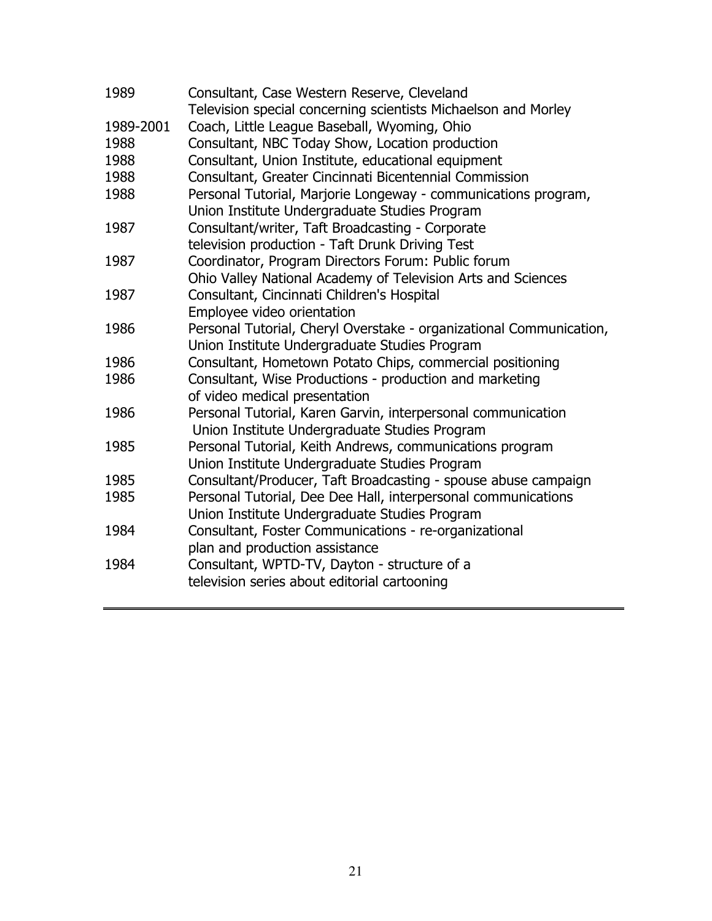| | |
|---|---|
| 1989 | Consultant, Case Western Reserve, Cleveland<br>Television special concerning scientists Michaelson and Morley |
| 1989-2001 | Coach, Little League Baseball, Wyoming, Ohio |
| 1988 | Consultant, NBC Today Show, Location production |
| 1988 | Consultant, Union Institute, educational equipment |
| 1988 | Consultant, Greater Cincinnati Bicentennial Commission |
| 1988 | Personal Tutorial, Marjorie Longeway - communications program,<br>Union Institute Undergraduate Studies Program |
| 1987 | Consultant/writer, Taft Broadcasting - Corporate<br>television production - Taft Drunk Driving Test |
| 1987 | Coordinator, Program Directors Forum: Public forum<br>Ohio Valley National Academy of Television Arts and Sciences |
| 1987 | Consultant, Cincinnati Children's Hospital<br>Employee video orientation |
| 1986 | Personal Tutorial, Cheryl Overstake - organizational Communication,<br>Union Institute Undergraduate Studies Program |
| 1986 | Consultant, Hometown Potato Chips, commercial positioning |
| 1986 | Consultant, Wise Productions - production and marketing<br>of video medical presentation |
| 1986 | Personal Tutorial, Karen Garvin, interpersonal communication<br>Union Institute Undergraduate Studies Program |
| 1985 | Personal Tutorial, Keith Andrews, communications program<br>Union Institute Undergraduate Studies Program |
| 1985 | Consultant/Producer, Taft Broadcasting - spouse abuse campaign |
| 1985 | Personal Tutorial, Dee Dee Hall, interpersonal communications<br>Union Institute Undergraduate Studies Program |
| 1984 | Consultant, Foster Communications - re-organizational<br>plan and production assistance |
| 1984 | Consultant, WPTD-TV, Dayton - structure of a<br>television series about editorial cartooning |